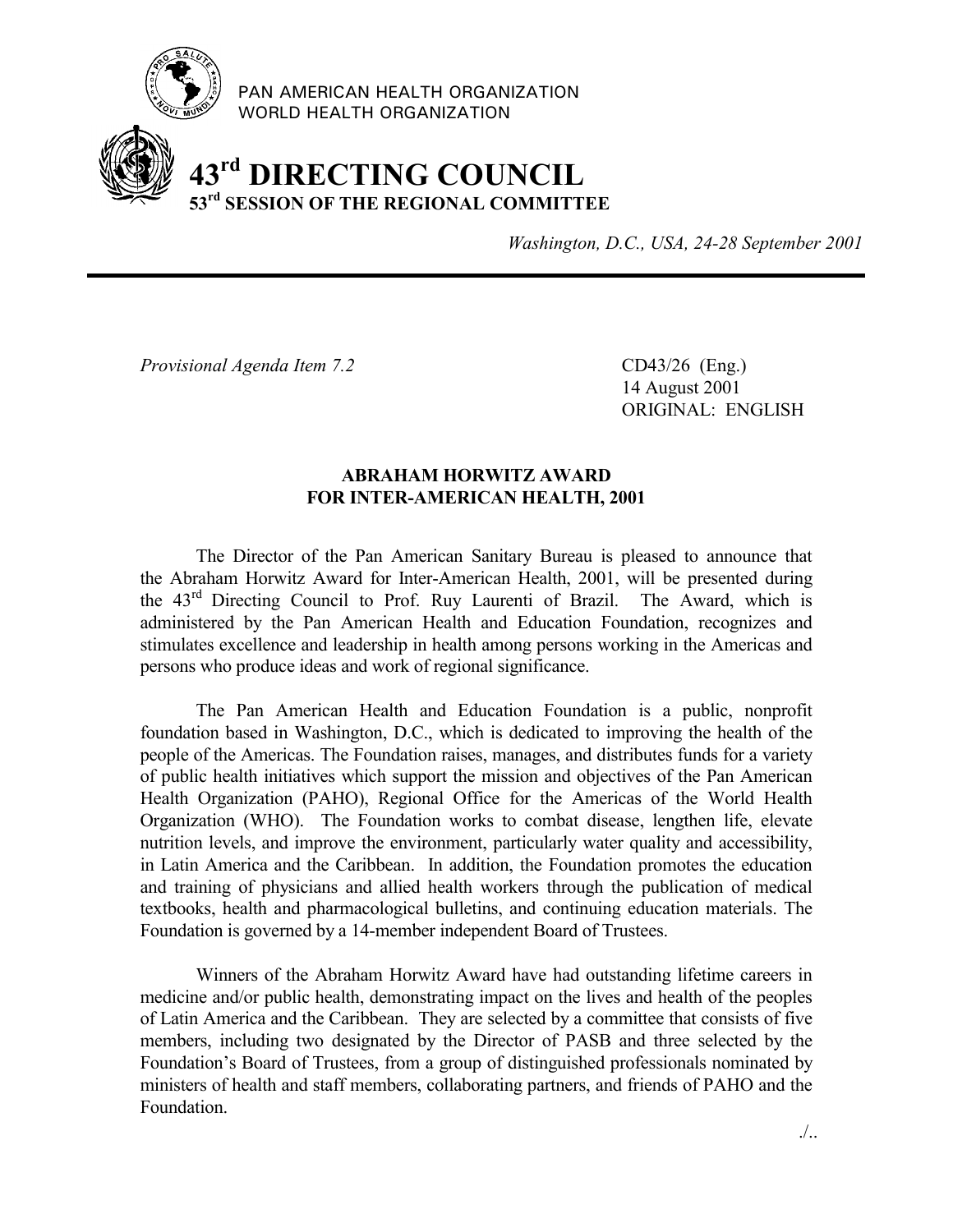PAN AMERICAN HEALTH ORGANIZATION
WORLD HEALTH ORGANIZATION

# 43rd DIRECTING COUNCIL
## 53rd SESSION OF THE REGIONAL COMMITTEE

*Washington, D.C., USA, 24-28 September 2001*

---

*Provisional Agenda Item 7.2*

CD43/26 (Eng.)
14 August 2001
ORIGINAL: ENGLISH

### ABRAHAM HORWITZ AWARD FOR INTER-AMERICAN HEALTH, 2001

The Director of the Pan American Sanitary Bureau is pleased to announce that the Abraham Horwitz Award for Inter-American Health, 2001, will be presented during the 43rd Directing Council to Prof. Ruy Laurenti of Brazil. The Award, which is administered by the Pan American Health and Education Foundation, recognizes and stimulates excellence and leadership in health among persons working in the Americas and persons who produce ideas and work of regional significance.

The Pan American Health and Education Foundation is a public, nonprofit foundation based in Washington, D.C., which is dedicated to improving the health of the people of the Americas. The Foundation raises, manages, and distributes funds for a variety of public health initiatives which support the mission and objectives of the Pan American Health Organization (PAHO), Regional Office for the Americas of the World Health Organization (WHO). The Foundation works to combat disease, lengthen life, elevate nutrition levels, and improve the environment, particularly water quality and accessibility, in Latin America and the Caribbean. In addition, the Foundation promotes the education and training of physicians and allied health workers through the publication of medical textbooks, health and pharmacological bulletins, and continuing education materials. The Foundation is governed by a 14-member independent Board of Trustees.

Winners of the Abraham Horwitz Award have had outstanding lifetime careers in medicine and/or public health, demonstrating impact on the lives and health of the peoples of Latin America and the Caribbean. They are selected by a committee that consists of five members, including two designated by the Director of PASB and three selected by the Foundation's Board of Trustees, from a group of distinguished professionals nominated by ministers of health and staff members, collaborating partners, and friends of PAHO and the Foundation.

./..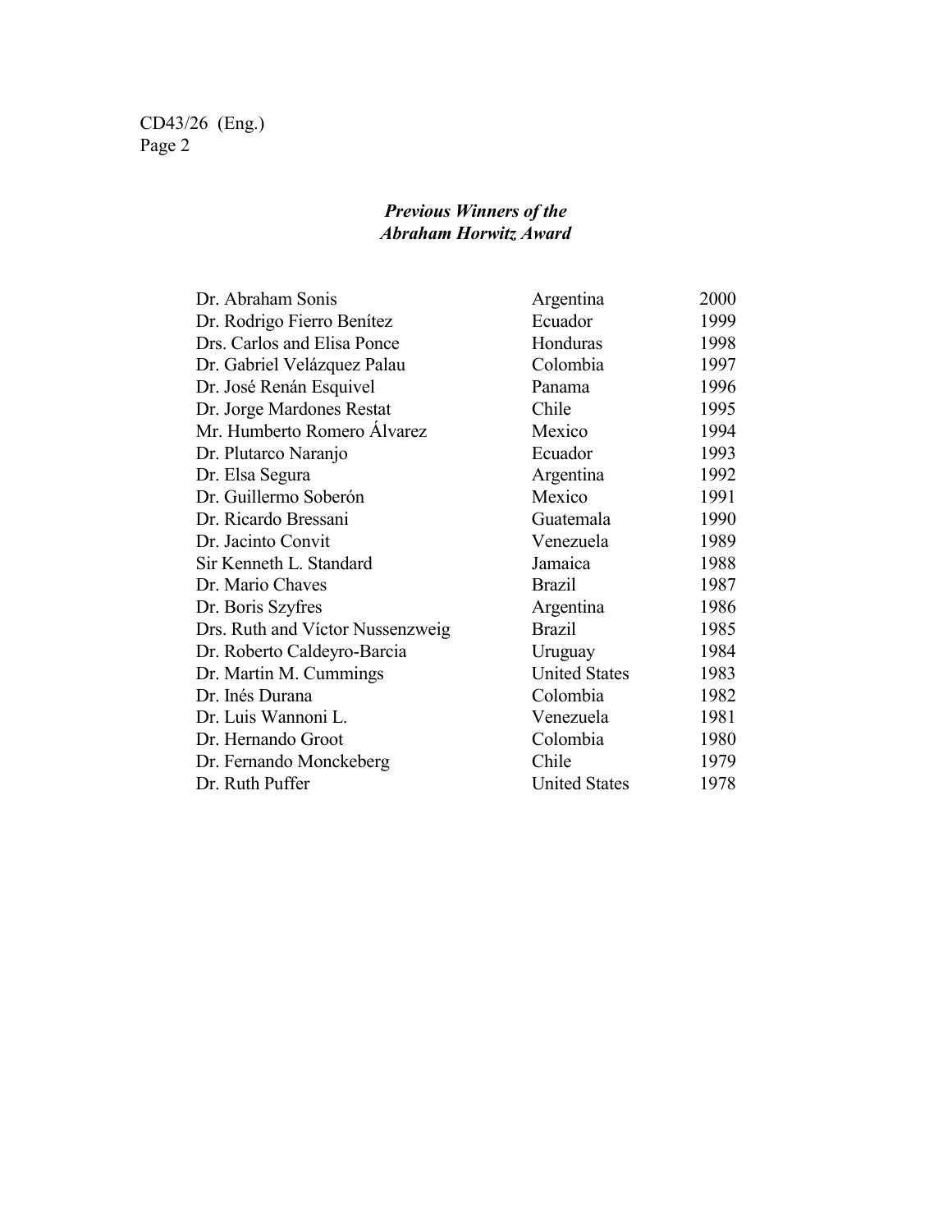***Previous Winners of the Abraham Horwitz Award***

| | | |
|---|---|---|
| Dr. Abraham Sonis | Argentina | 2000 |
| Dr. Rodrigo Fierro Benítez | Ecuador | 1999 |
| Drs. Carlos and Elisa Ponce | Honduras | 1998 |
| Dr. Gabriel Velázquez Palau | Colombia | 1997 |
| Dr. José Renán Esquivel | Panama | 1996 |
| Dr. Jorge Mardones Restat | Chile | 1995 |
| Mr. Humberto Romero Álvarez | Mexico | 1994 |
| Dr. Plutarco Naranjo | Ecuador | 1993 |
| Dr. Elsa Segura | Argentina | 1992 |
| Dr. Guillermo Soberón | Mexico | 1991 |
| Dr. Ricardo Bressani | Guatemala | 1990 |
| Dr. Jacinto Convit | Venezuela | 1989 |
| Sir Kenneth L. Standard | Jamaica | 1988 |
| Dr. Mario Chaves | Brazil | 1987 |
| Dr. Boris Szyfres | Argentina | 1986 |
| Drs. Ruth and Víctor Nussenzweig | Brazil | 1985 |
| Dr. Roberto Caldeyro-Barcia | Uruguay | 1984 |
| Dr. Martin M. Cummings | United States | 1983 |
| Dr. Inés Durana | Colombia | 1982 |
| Dr. Luis Wannoni L. | Venezuela | 1981 |
| Dr. Hernando Groot | Colombia | 1980 |
| Dr. Fernando Monckeberg | Chile | 1979 |
| Dr. Ruth Puffer | United States | 1978 |